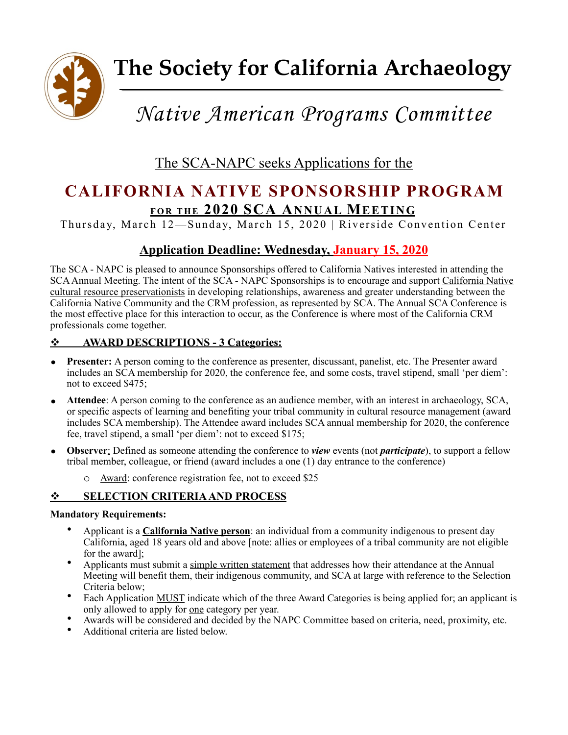# The Society for California Archaeology

## *Native American Programs Committee*

The SCA-NAPC seeks Applications for the

# CALIFORNIA NATIVE SPONSORSHIP PROGRAM

## FOR THE 2020 SCA ANNUAL MEETING

Thursday, March 12—Sunday, March 15, 2020 | Riverside Convention Center

## Application Deadline: Wednesday, January 15, 2020

The SCA - NAPC is pleased to announce Sponsorships offered to California Natives interested in attending the SCA Annual Meeting. The intent of the SCA - NAPC Sponsorships is to encourage and support California Native cultural resource preservationists in developing relationships, awareness and greater understanding between the California Native Community and the CRM profession, as represented by SCA. The Annual SCA Conference is the most effective place for this interaction to occur, as the Conference is where most of the California CRM professionals come together.

### ❖ AWARD DESCRIPTIONS - 3 Categories:

- **Presenter:** A person coming to the conference as presenter, discussant, panelist, etc. The Presenter award includes an SCA membership for 2020, the conference fee, and some costs, travel stipend, small 'per diem': not to exceed $475;
- **Attendee**: A person coming to the conference as an audience member, with an interest in archaeology, SCA, or specific aspects of learning and benefiting your tribal community in cultural resource management (award includes SCA membership). The Attendee award includes SCA annual membership for 2020, the conference fee, travel stipend, a small 'per diem': not to exceed $175;
- **Observer**: Defined as someone attending the conference to ***view*** events (not ***participate***), to support a fellow tribal member, colleague, or friend (award includes a one (1) day entrance to the conference)
  - Award: conference registration fee, not to exceed $25

### ❖ SELECTION CRITERIA AND PROCESS

**Mandatory Requirements:**

- Applicant is a **California Native person**: an individual from a community indigenous to present day California, aged 18 years old and above [note: allies or employees of a tribal community are not eligible for the award];
- Applicants must submit a simple written statement that addresses how their attendance at the Annual Meeting will benefit them, their indigenous community, and SCA at large with reference to the Selection Criteria below;
- Each Application MUST indicate which of the three Award Categories is being applied for; an applicant is only allowed to apply for one category per year.
- Awards will be considered and decided by the NAPC Committee based on criteria, need, proximity, etc.
- Additional criteria are listed below.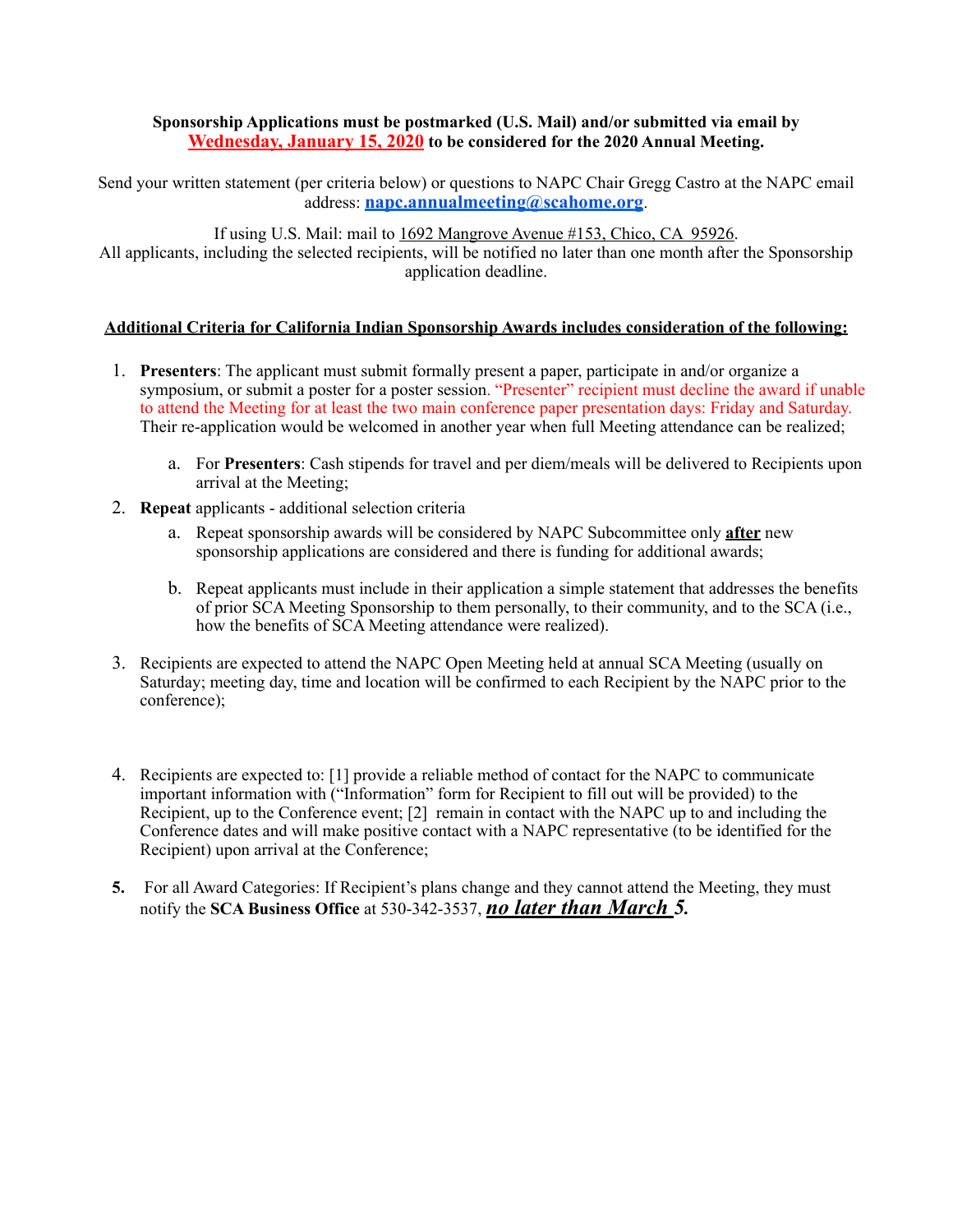**Sponsorship Applications must be postmarked (U.S. Mail) and/or submitted via email by Wednesday, January 15, 2020 to be considered for the 2020 Annual Meeting.**

Send your written statement (per criteria below) or questions to NAPC Chair Gregg Castro at the NAPC email address: **napc.annualmeeting@scahome.org**.

If using U.S. Mail: mail to 1692 Mangrove Avenue #153, Chico, CA 95926.
All applicants, including the selected recipients, will be notified no later than one month after the Sponsorship application deadline.

**Additional Criteria for California Indian Sponsorship Awards includes consideration of the following:**

1. **Presenters**: The applicant must submit formally present a paper, participate in and/or organize a symposium, or submit a poster for a poster session. "Presenter" recipient must decline the award if unable to attend the Meeting for at least the two main conference paper presentation days: Friday and Saturday. Their re-application would be welcomed in another year when full Meeting attendance can be realized;
    a. For **Presenters**: Cash stipends for travel and per diem/meals will be delivered to Recipients upon arrival at the Meeting;
2. **Repeat** applicants - additional selection criteria
    a. Repeat sponsorship awards will be considered by NAPC Subcommittee only **after** new sponsorship applications are considered and there is funding for additional awards;
    b. Repeat applicants must include in their application a simple statement that addresses the benefits of prior SCA Meeting Sponsorship to them personally, to their community, and to the SCA (i.e., how the benefits of SCA Meeting attendance were realized).
3. Recipients are expected to attend the NAPC Open Meeting held at annual SCA Meeting (usually on Saturday; meeting day, time and location will be confirmed to each Recipient by the NAPC prior to the conference);
4. Recipients are expected to: [1] provide a reliable method of contact for the NAPC to communicate important information with ("Information" form for Recipient to fill out will be provided) to the Recipient, up to the Conference event; [2] remain in contact with the NAPC up to and including the Conference dates and will make positive contact with a NAPC representative (to be identified for the Recipient) upon arrival at the Conference;
5. For all Award Categories: If Recipient's plans change and they cannot attend the Meeting, they must notify the **SCA Business Office** at 530-342-3537, ***no later than March 5.***